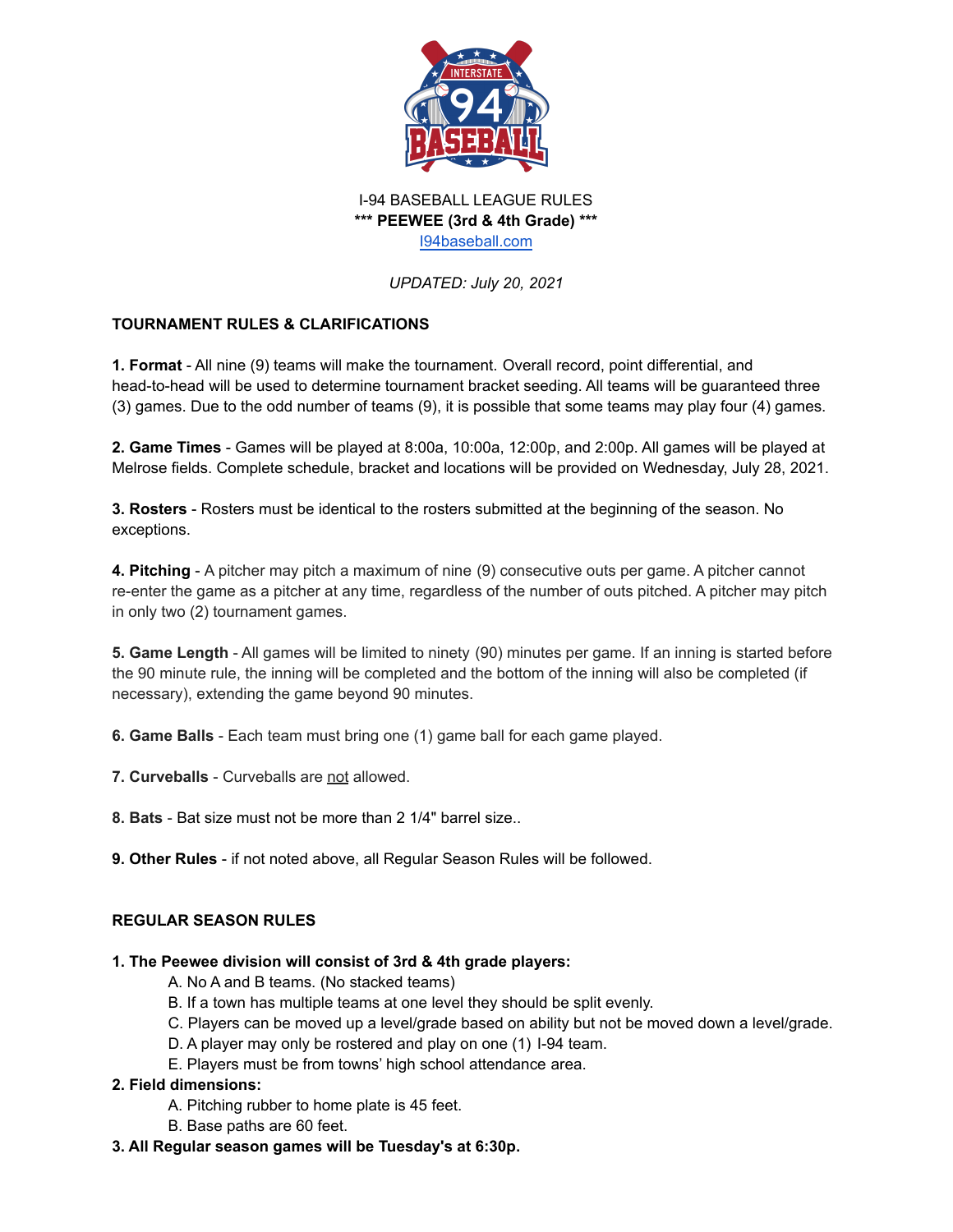I-94 BASEBALL LEAGUE RULES

**\*\*\* PEEWEE (3rd & 4th Grade) \*\*\***

I94baseball.com

*UPDATED: July 20, 2021*

## TOURNAMENT RULES & CLARIFICATIONS

**1. Format** - All nine (9) teams will make the tournament. Overall record, point differential, and head-to-head will be used to determine tournament bracket seeding. All teams will be guaranteed three (3) games. Due to the odd number of teams (9), it is possible that some teams may play four (4) games.

**2. Game Times** - Games will be played at 8:00a, 10:00a, 12:00p, and 2:00p. All games will be played at Melrose fields. Complete schedule, bracket and locations will be provided on Wednesday, July 28, 2021.

**3. Rosters** - Rosters must be identical to the rosters submitted at the beginning of the season. No exceptions.

**4. Pitching** - A pitcher may pitch a maximum of nine (9) consecutive outs per game. A pitcher cannot re-enter the game as a pitcher at any time, regardless of the number of outs pitched. A pitcher may pitch in only two (2) tournament games.

**5. Game Length** - All games will be limited to ninety (90) minutes per game. If an inning is started before the 90 minute rule, the inning will be completed and the bottom of the inning will also be completed (if necessary), extending the game beyond 90 minutes.

**6. Game Balls** - Each team must bring one (1) game ball for each game played.

**7. Curveballs** - Curveballs are <u>not</u> allowed.

**8. Bats** - Bat size must not be more than 2 1/4" barrel size..

**9. Other Rules** - if not noted above, all Regular Season Rules will be followed.

## REGULAR SEASON RULES

**1. The Peewee division will consist of 3rd & 4th grade players:**

- A. No A and B teams. (No stacked teams)
- B. If a town has multiple teams at one level they should be split evenly.
- C. Players can be moved up a level/grade based on ability but not be moved down a level/grade.
- D. A player may only be rostered and play on one (1) I-94 team.
- E. Players must be from towns' high school attendance area.

**2. Field dimensions:**

- A. Pitching rubber to home plate is 45 feet.
- B. Base paths are 60 feet.

**3. All Regular season games will be Tuesday's at 6:30p.**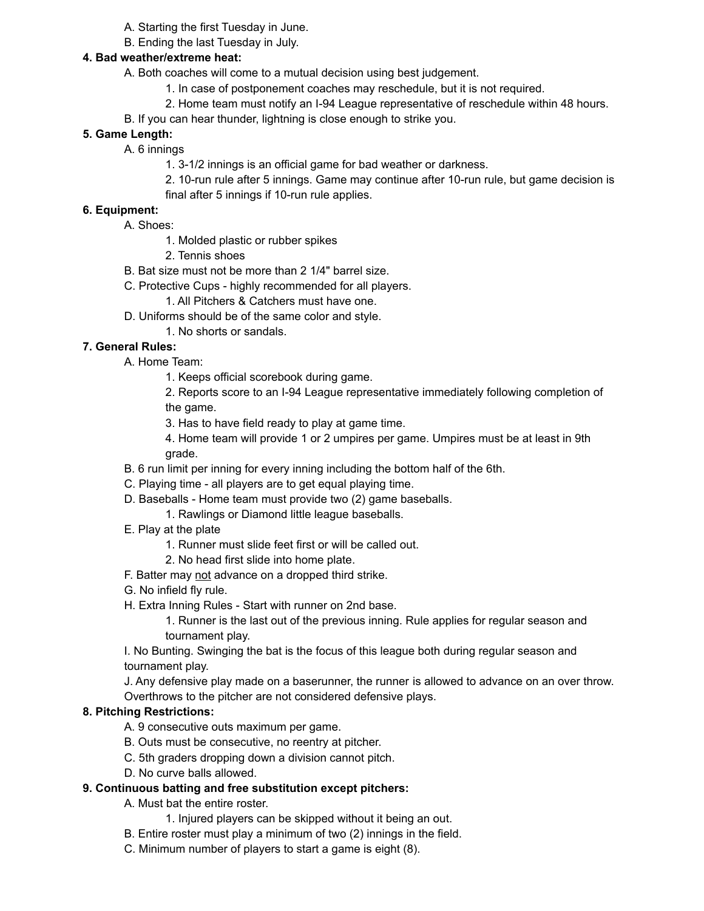A. Starting the first Tuesday in June.
B. Ending the last Tuesday in July.

**4. Bad weather/extreme heat:**

A. Both coaches will come to a mutual decision using best judgement.

1. In case of postponement coaches may reschedule, but it is not required.
2. Home team must notify an I-94 League representative of reschedule within 48 hours.

B. If you can hear thunder, lightning is close enough to strike you.

**5. Game Length:**

A. 6 innings

1. 3-1/2 innings is an official game for bad weather or darkness.
2. 10-run rule after 5 innings. Game may continue after 10-run rule, but game decision is final after 5 innings if 10-run rule applies.

**6. Equipment:**

A. Shoes:

1. Molded plastic or rubber spikes
2. Tennis shoes

B. Bat size must not be more than 2 1/4" barrel size.

C. Protective Cups - highly recommended for all players.

1. All Pitchers & Catchers must have one.

D. Uniforms should be of the same color and style.

1. No shorts or sandals.

**7. General Rules:**

A. Home Team:

1. Keeps official scorebook during game.
2. Reports score to an I-94 League representative immediately following completion of the game.
3. Has to have field ready to play at game time.
4. Home team will provide 1 or 2 umpires per game. Umpires must be at least in 9th grade.

B. 6 run limit per inning for every inning including the bottom half of the 6th.

C. Playing time - all players are to get equal playing time.

D. Baseballs - Home team must provide two (2) game baseballs.

1. Rawlings or Diamond little league baseballs.

E. Play at the plate

1. Runner must slide feet first or will be called out.
2. No head first slide into home plate.

F. Batter may <u>not</u> advance on a dropped third strike.

G. No infield fly rule.

H. Extra Inning Rules - Start with runner on 2nd base.

1. Runner is the last out of the previous inning. Rule applies for regular season and tournament play.

I. No Bunting. Swinging the bat is the focus of this league both during regular season and tournament play.

J. Any defensive play made on a baserunner, the runner is allowed to advance on an over throw. Overthrows to the pitcher are not considered defensive plays.

**8. Pitching Restrictions:**

A. 9 consecutive outs maximum per game.
B. Outs must be consecutive, no reentry at pitcher.
C. 5th graders dropping down a division cannot pitch.
D. No curve balls allowed.

**9. Continuous batting and free substitution except pitchers:**

A. Must bat the entire roster.

1. Injured players can be skipped without it being an out.

B. Entire roster must play a minimum of two (2) innings in the field.

C. Minimum number of players to start a game is eight (8).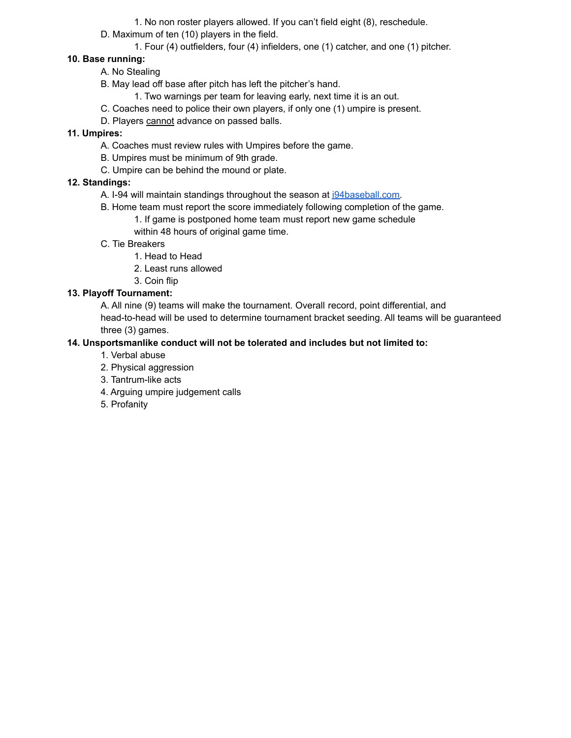1. No non roster players allowed. If you can't field eight (8), reschedule.

D. Maximum of ten (10) players in the field.

1. Four (4) outfielders, four (4) infielders, one (1) catcher, and one (1) pitcher.

**10. Base running:**

A. No Stealing

B. May lead off base after pitch has left the pitcher's hand.

1. Two warnings per team for leaving early, next time it is an out.

C. Coaches need to police their own players, if only one (1) umpire is present.

D. Players <u>cannot</u> advance on passed balls.

**11. Umpires:**

A. Coaches must review rules with Umpires before the game.

B. Umpires must be minimum of 9th grade.

C. Umpire can be behind the mound or plate.

**12. Standings:**

A. I-94 will maintain standings throughout the season at [i94baseball.com](http://i94baseball.com).

B. Home team must report the score immediately following completion of the game.

1. If game is postponed home team must report new game schedule within 48 hours of original game time.

C. Tie Breakers

1. Head to Head
2. Least runs allowed
3. Coin flip

**13. Playoff Tournament:**

A. All nine (9) teams will make the tournament. Overall record, point differential, and head-to-head will be used to determine tournament bracket seeding. All teams will be guaranteed three (3) games.

**14. Unsportsmanlike conduct will not be tolerated and includes but not limited to:**

1. Verbal abuse
2. Physical aggression
3. Tantrum-like acts
4. Arguing umpire judgement calls
5. Profanity